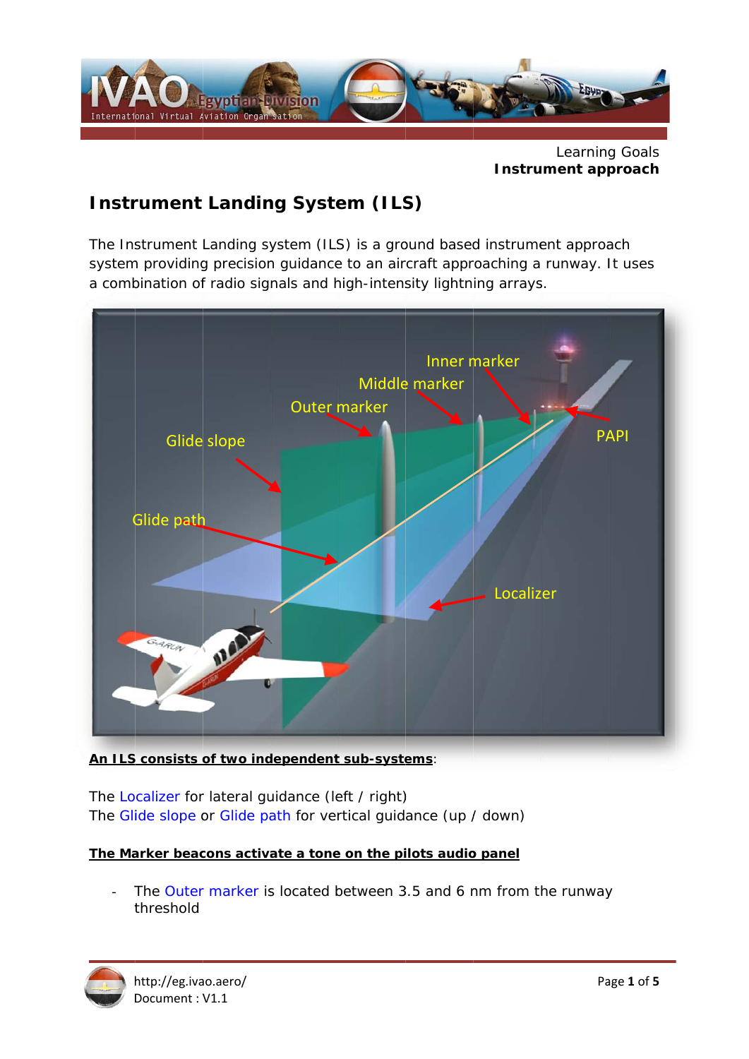Learning Goals
**Instrument approach**

# Instrument Landing System (ILS)

The Instrument Landing system (ILS) is a ground based instrument approach system providing precision guidance to an aircraft approaching a runway. It uses a combination of radio signals and high-intensity lightning arrays.

**An ILS consists of two independent sub-systems**:

The Localizer for lateral guidance (left / right)
The Glide slope or Glide path for vertical guidance (up / down)

**The Marker beacons activate a tone on the pilots audio panel**

- The Outer marker is located between 3.5 and 6 nm from the runway threshold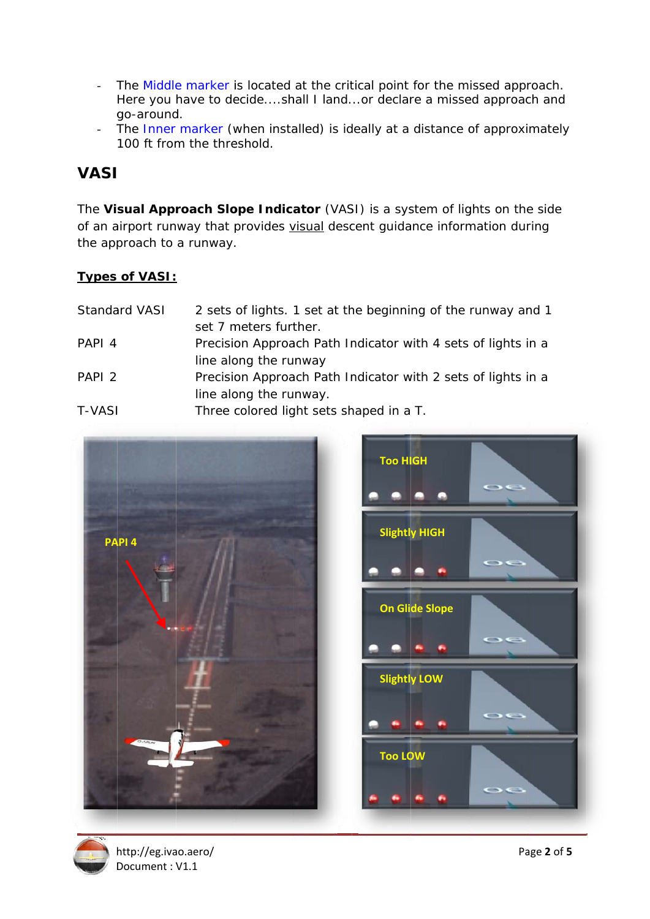- The Middle marker is located at the critical point for the missed approach. Here you have to decide....shall I land...or declare a missed approach and go-around.
- The Inner marker (when installed) is ideally at a distance of approximately 100 ft from the threshold.

## VASI

The **Visual Approach Slope Indicator** (VASI) is a system of lights on the side of an airport runway that provides visual descent guidance information during the approach to a runway.

**Types of VASI:**

| | |
|---|---|
| Standard VASI | 2 sets of lights. 1 set at the beginning of the runway and 1 set 7 meters further. |
| PAPI 4 | Precision Approach Path Indicator with 4 sets of lights in a line along the runway |
| PAPI 2 | Precision Approach Path Indicator with 2 sets of lights in a line along the runway. |
| T-VASI | Three colored light sets shaped in a T. |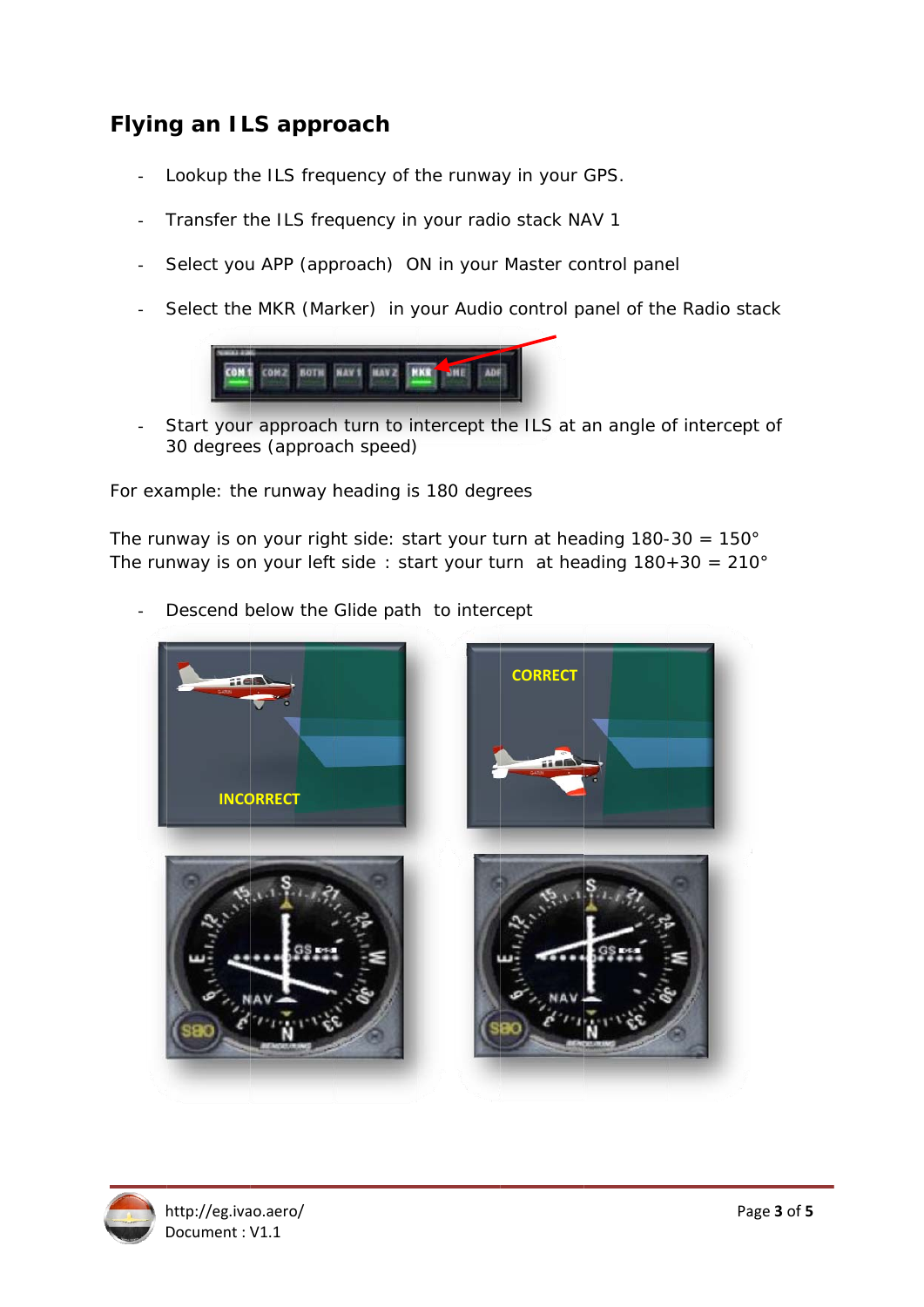## Flying an ILS approach

- Lookup the ILS frequency of the runway in your GPS.
- Transfer the ILS frequency in your radio stack NAV 1
- Select you APP (approach)  ON in your Master control panel
- Select the MKR (Marker)  in your Audio control panel of the Radio stack
- Start your approach turn to intercept the ILS at an angle of intercept of 30 degrees (approach speed)

For example: the runway heading is 180 degrees

The runway is on your right side: start your turn at heading 180-30 = 150°
The runway is on your left side : start your turn  at heading 180+30 = 210°

- Descend below the Glide path  to intercept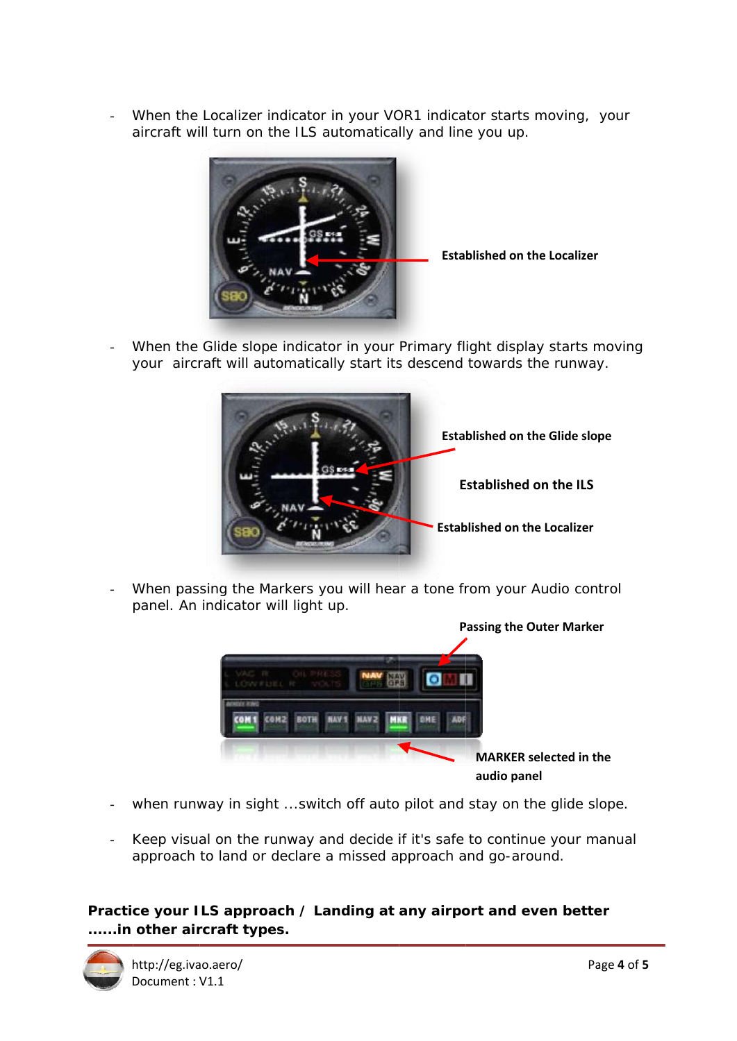- When the Localizer indicator in your VOR1 indicator starts moving, your aircraft will turn on the ILS automatically and line you up.

**Established on the Localizer**

- When the Glide slope indicator in your Primary flight display starts moving your aircraft will automatically start its descend towards the runway.

**Established on the Glide slope**

**Established on the ILS**

**Established on the Localizer**

- When passing the Markers you will hear a tone from your Audio control panel. An indicator will light up.

**Passing the Outer Marker**

**MARKER selected in the audio panel**

- when runway in sight ...switch off auto pilot and stay on the glide slope.

- Keep visual on the runway and decide if it's safe to continue your manual approach to land or declare a missed approach and go-around.

**Practice your ILS approach / Landing at any airport and even better ......in other aircraft types.**

http://eg.ivao.aero/
Document : V1.1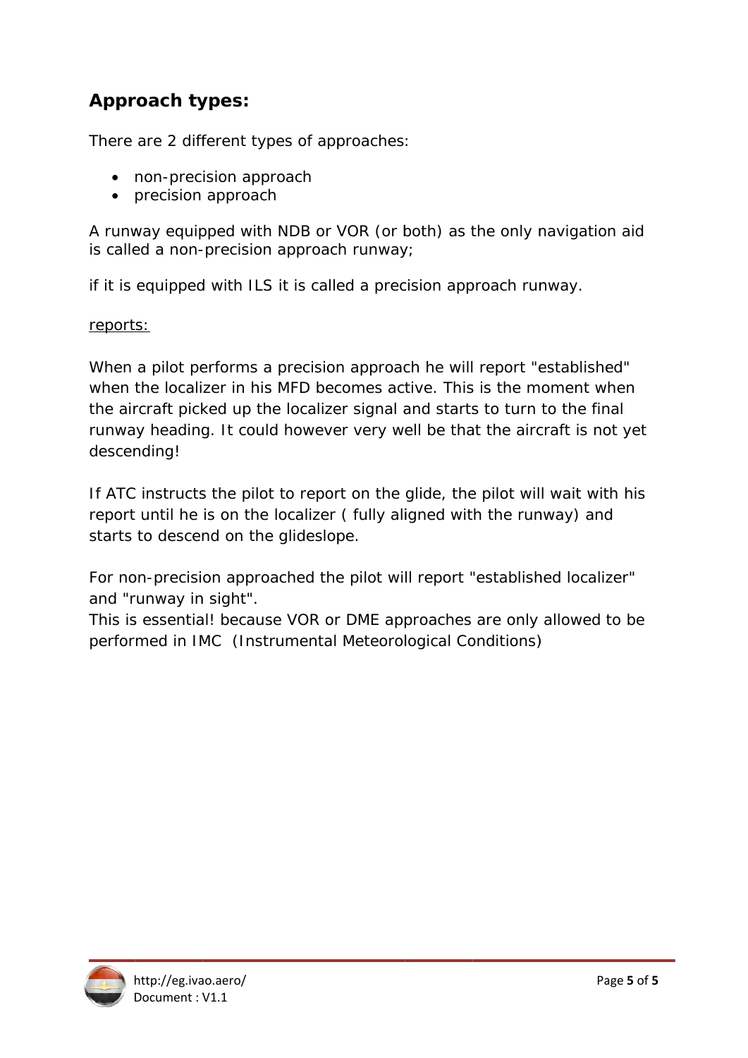## **Approach types:**

There are 2 different types of approaches:

- non-precision approach
- precision approach

A runway equipped with NDB or VOR (or both) as the only navigation aid is called a non-precision approach runway;

if it is equipped with ILS it is called a precision approach runway.

<u>reports:</u>

When a pilot performs a precision approach he will report "established" when the localizer in his MFD becomes active. This is the moment when the aircraft picked up the localizer signal and starts to turn to the final runway heading. It could however very well be that the aircraft is not yet descending!

If ATC instructs the pilot to report on the glide, the pilot will wait with his report until he is on the localizer ( fully aligned with the runway) and starts to descend on the glideslope.

For non-precision approached the pilot will report "established localizer" and "runway in sight".
This is essential! because VOR or DME approaches are only allowed to be performed in IMC (Instrumental Meteorological Conditions)